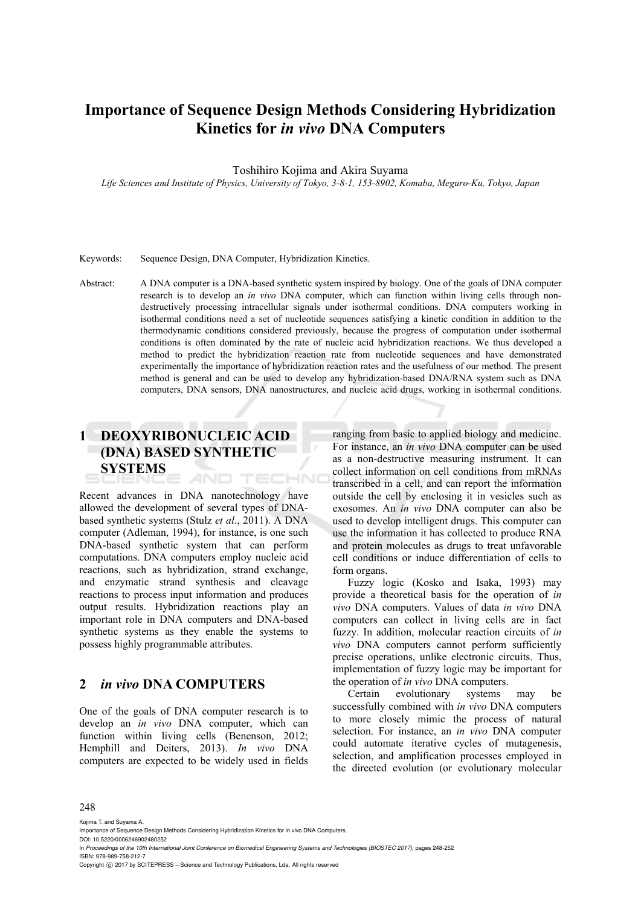# Importance of Sequence Design Methods Considering Hybridization Kinetics for *in vivo* DNA Computers

Toshihiro Kojima and Akira Suyama

*Life Sciences and Institute of Physics, University of Tokyo, 3-8-1, 153-8902, Komaba, Meguro-Ku, Tokyo, Japan*

Keywords: Sequence Design, DNA Computer, Hybridization Kinetics.

Abstract: A DNA computer is a DNA-based synthetic system inspired by biology. One of the goals of DNA computer research is to develop an *in vivo* DNA computer, which can function within living cells through non-destructively processing intracellular signals under isothermal conditions. DNA computers working in isothermal conditions need a set of nucleotide sequences satisfying a kinetic condition in addition to the thermodynamic conditions considered previously, because the progress of computation under isothermal conditions is often dominated by the rate of nucleic acid hybridization reactions. We thus developed a method to predict the hybridization reaction rate from nucleotide sequences and have demonstrated experimentally the importance of hybridization reaction rates and the usefulness of our method. The present method is general and can be used to develop any hybridization-based DNA/RNA system such as DNA computers, DNA sensors, DNA nanostructures, and nucleic acid drugs, working in isothermal conditions.

## 1 DEOXYRIBONUCLEIC ACID (DNA) BASED SYNTHETIC SYSTEMS

Recent advances in DNA nanotechnology have allowed the development of several types of DNA-based synthetic systems (Stulz *et al.*, 2011). A DNA computer (Adleman, 1994), for instance, is one such DNA-based synthetic system that can perform computations. DNA computers employ nucleic acid reactions, such as hybridization, strand exchange, and enzymatic strand synthesis and cleavage reactions to process input information and produces output results. Hybridization reactions play an important role in DNA computers and DNA-based synthetic systems as they enable the systems to possess highly programmable attributes.

## 2 *in vivo* DNA COMPUTERS

One of the goals of DNA computer research is to develop an *in vivo* DNA computer, which can function within living cells (Benenson, 2012; Hemphill and Deiters, 2013). *In vivo* DNA computers are expected to be widely used in fields ranging from basic to applied biology and medicine. For instance, an *in vivo* DNA computer can be used as a non-destructive measuring instrument. It can collect information on cell conditions from mRNAs transcribed in a cell, and can report the information outside the cell by enclosing it in vesicles such as exosomes. An *in vivo* DNA computer can also be used to develop intelligent drugs. This computer can use the information it has collected to produce RNA and protein molecules as drugs to treat unfavorable cell conditions or induce differentiation of cells to form organs.

Fuzzy logic (Kosko and Isaka, 1993) may provide a theoretical basis for the operation of *in vivo* DNA computers. Values of data *in vivo* DNA computers can collect in living cells are in fact fuzzy. In addition, molecular reaction circuits of *in vivo* DNA computers cannot perform sufficiently precise operations, unlike electronic circuits. Thus, implementation of fuzzy logic may be important for the operation of *in vivo* DNA computers.

Certain evolutionary systems may be successfully combined with *in vivo* DNA computers to more closely mimic the process of natural selection. For instance, an *in vivo* DNA computer could automate iterative cycles of mutagenesis, selection, and amplification processes employed in the directed evolution (or evolutionary molecular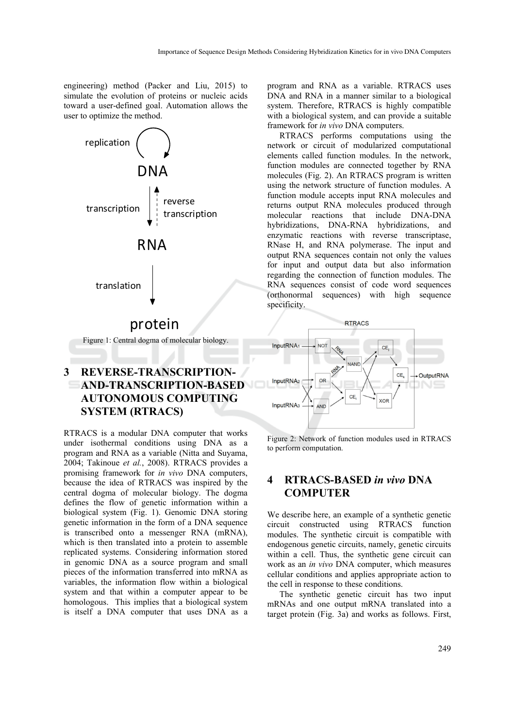engineering) method (Packer and Liu, 2015) to simulate the evolution of proteins or nucleic acids toward a user-defined goal. Automation allows the user to optimize the method.

Figure 1: Central dogma of molecular biology.

## 3 REVERSE-TRANSCRIPTION-AND-TRANSCRIPTION-BASED AUTONOMOUS COMPUTING SYSTEM (RTRACS)

RTRACS is a modular DNA computer that works under isothermal conditions using DNA as a program and RNA as a variable (Nitta and Suyama, 2004; Takinoue *et al.*, 2008). RTRACS provides a promising framework for *in vivo* DNA computers, because the idea of RTRACS was inspired by the central dogma of molecular biology. The dogma defines the flow of genetic information within a biological system (Fig. 1). Genomic DNA storing genetic information in the form of a DNA sequence is transcribed onto a messenger RNA (mRNA), which is then translated into a protein to assemble replicated systems. Considering information stored in genomic DNA as a source program and small pieces of the information transferred into mRNA as variables, the information flow within a biological system and that within a computer appear to be homologous. This implies that a biological system is itself a DNA computer that uses DNA as a program and RNA as a variable. RTRACS uses DNA and RNA in a manner similar to a biological system. Therefore, RTRACS is highly compatible with a biological system, and can provide a suitable framework for *in vivo* DNA computers.

RTRACS performs computations using the network or circuit of modularized computational elements called function modules. In the network, function modules are connected together by RNA molecules (Fig. 2). An RTRACS program is written using the network structure of function modules. A function module accepts input RNA molecules and returns output RNA molecules produced through molecular reactions that include DNA-DNA hybridizations, DNA-RNA hybridizations, and enzymatic reactions with reverse transcriptase, RNase H, and RNA polymerase. The input and output RNA sequences contain not only the values for input and output data but also information regarding the connection of function modules. The RNA sequences consist of code word sequences (orthonormal sequences) with high sequence specificity.

Figure 2: Network of function modules used in RTRACS to perform computation.

## 4 RTRACS-BASED *in vivo* DNA COMPUTER

We describe here, an example of a synthetic genetic circuit constructed using RTRACS function modules. The synthetic circuit is compatible with endogenous genetic circuits, namely, genetic circuits within a cell. Thus, the synthetic gene circuit can work as an *in vivo* DNA computer, which measures cellular conditions and applies appropriate action to the cell in response to these conditions.

The synthetic genetic circuit has two input mRNAs and one output mRNA translated into a target protein (Fig. 3a) and works as follows. First,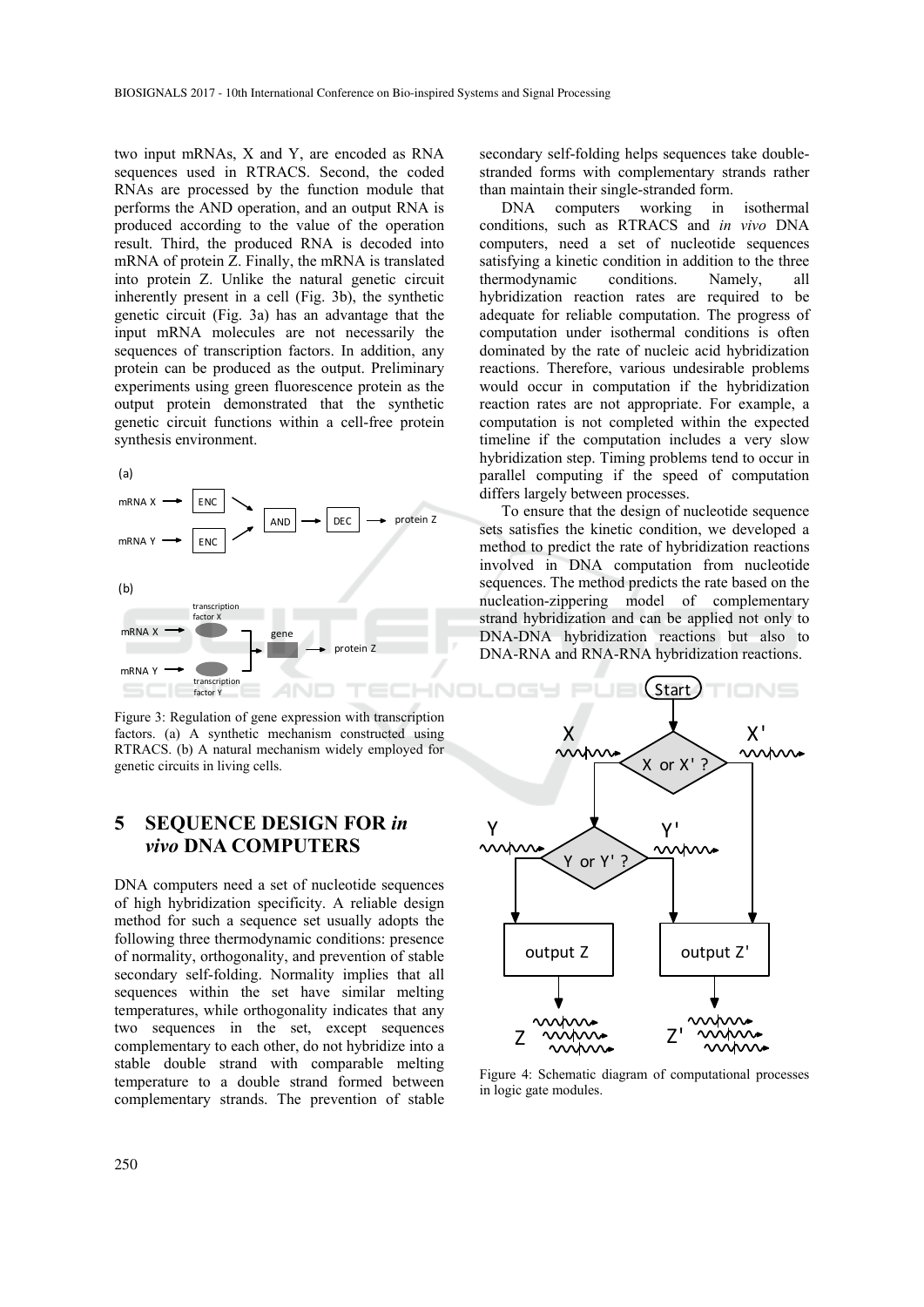two input mRNAs, X and Y, are encoded as RNA sequences used in RTRACS. Second, the coded RNAs are processed by the function module that performs the AND operation, and an output RNA is produced according to the value of the operation result. Third, the produced RNA is decoded into mRNA of protein Z. Finally, the mRNA is translated into protein Z. Unlike the natural genetic circuit inherently present in a cell (Fig. 3b), the synthetic genetic circuit (Fig. 3a) has an advantage that the input mRNA molecules are not necessarily the sequences of transcription factors. In addition, any protein can be produced as the output. Preliminary experiments using green fluorescence protein as the output protein demonstrated that the synthetic genetic circuit functions within a cell-free protein synthesis environment.

Figure 3: Regulation of gene expression with transcription factors. (a) A synthetic mechanism constructed using RTRACS. (b) A natural mechanism widely employed for genetic circuits in living cells.

## 5 SEQUENCE DESIGN FOR *in vivo* DNA COMPUTERS

DNA computers need a set of nucleotide sequences of high hybridization specificity. A reliable design method for such a sequence set usually adopts the following three thermodynamic conditions: presence of normality, orthogonality, and prevention of stable secondary self-folding. Normality implies that all sequences within the set have similar melting temperatures, while orthogonality indicates that any two sequences in the set, except sequences complementary to each other, do not hybridize into a stable double strand with comparable melting temperature to a double strand formed between complementary strands. The prevention of stable secondary self-folding helps sequences take double-stranded forms with complementary strands rather than maintain their single-stranded form.

DNA computers working in isothermal conditions, such as RTRACS and *in vivo* DNA computers, need a set of nucleotide sequences satisfying a kinetic condition in addition to the three thermodynamic conditions. Namely, all hybridization reaction rates are required to be adequate for reliable computation. The progress of computation under isothermal conditions is often dominated by the rate of nucleic acid hybridization reactions. Therefore, various undesirable problems would occur in computation if the hybridization reaction rates are not appropriate. For example, a computation is not completed within the expected timeline if the computation includes a very slow hybridization step. Timing problems tend to occur in parallel computing if the speed of computation differs largely between processes.

To ensure that the design of nucleotide sequence sets satisfies the kinetic condition, we developed a method to predict the rate of hybridization reactions involved in DNA computation from nucleotide sequences. The method predicts the rate based on the nucleation-zippering model of complementary strand hybridization and can be applied not only to DNA-DNA hybridization reactions but also to DNA-RNA and RNA-RNA hybridization reactions.

Figure 4: Schematic diagram of computational processes in logic gate modules.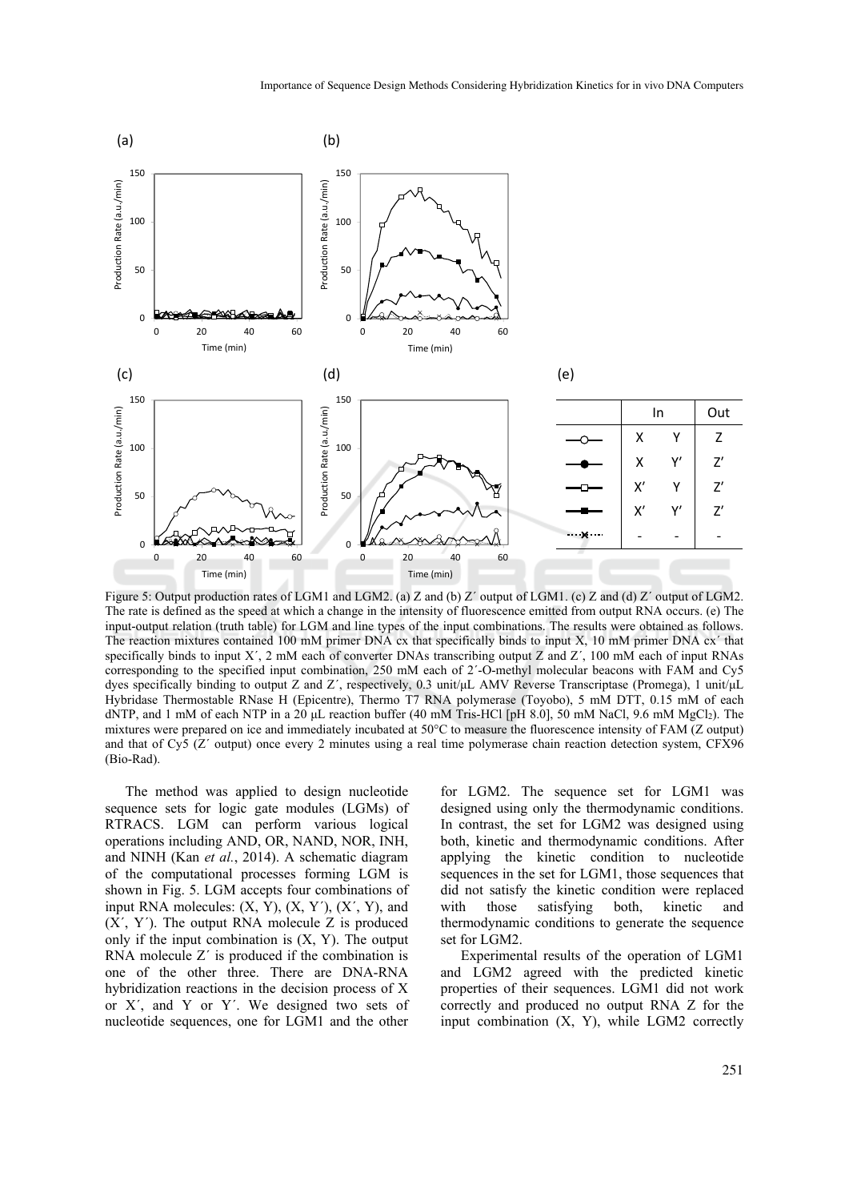Figure 5: Output production rates of LGM1 and LGM2. (a) Z and (b) Z′ output of LGM1. (c) Z and (d) Z′ output of LGM2. The rate is defined as the speed at which a change in the intensity of fluorescence emitted from output RNA occurs. (e) The input-output relation (truth table) for LGM and line types of the input combinations. The results were obtained as follows. The reaction mixtures contained 100 mM primer DNA cx that specifically binds to input X, 10 mM primer DNA cx′ that specifically binds to input X′, 2 mM each of converter DNAs transcribing output Z and Z′, 100 mM each of input RNAs corresponding to the specified input combination, 250 mM each of 2′-O-methyl molecular beacons with FAM and Cy5 dyes specifically binding to output Z and Z′, respectively, 0.3 unit/µL AMV Reverse Transcriptase (Promega), 1 unit/µL Hybridase Thermostable RNase H (Epicentre), Thermo T7 RNA polymerase (Toyobo), 5 mM DTT, 0.15 mM of each dNTP, and 1 mM of each NTP in a 20 µL reaction buffer (40 mM Tris-HCl [pH 8.0], 50 mM NaCl, 9.6 mM $MgCl_2$). The mixtures were prepared on ice and immediately incubated at 50°C to measure the fluorescence intensity of FAM (Z output) and that of Cy5 (Z′ output) once every 2 minutes using a real time polymerase chain reaction detection system, CFX96 (Bio-Rad).

The method was applied to design nucleotide sequence sets for logic gate modules (LGMs) of RTRACS. LGM can perform various logical operations including AND, OR, NAND, NOR, INH, and NINH (Kan *et al.*, 2014). A schematic diagram of the computational processes forming LGM is shown in Fig. 5. LGM accepts four combinations of input RNA molecules: (X, Y), (X, Y′), (X′, Y), and (X′, Y′). The output RNA molecule Z is produced only if the input combination is (X, Y). The output RNA molecule Z′ is produced if the combination is one of the other three. There are DNA-RNA hybridization reactions in the decision process of X or X′, and Y or Y′. We designed two sets of nucleotide sequences, one for LGM1 and the other for LGM2. The sequence set for LGM1 was designed using only the thermodynamic conditions. In contrast, the set for LGM2 was designed using both, kinetic and thermodynamic conditions. After applying the kinetic condition to nucleotide sequences in the set for LGM1, those sequences that did not satisfy the kinetic condition were replaced with those satisfying both, kinetic and thermodynamic conditions to generate the sequence set for LGM2.

Experimental results of the operation of LGM1 and LGM2 agreed with the predicted kinetic properties of their sequences. LGM1 did not work correctly and produced no output RNA Z for the input combination (X, Y), while LGM2 correctly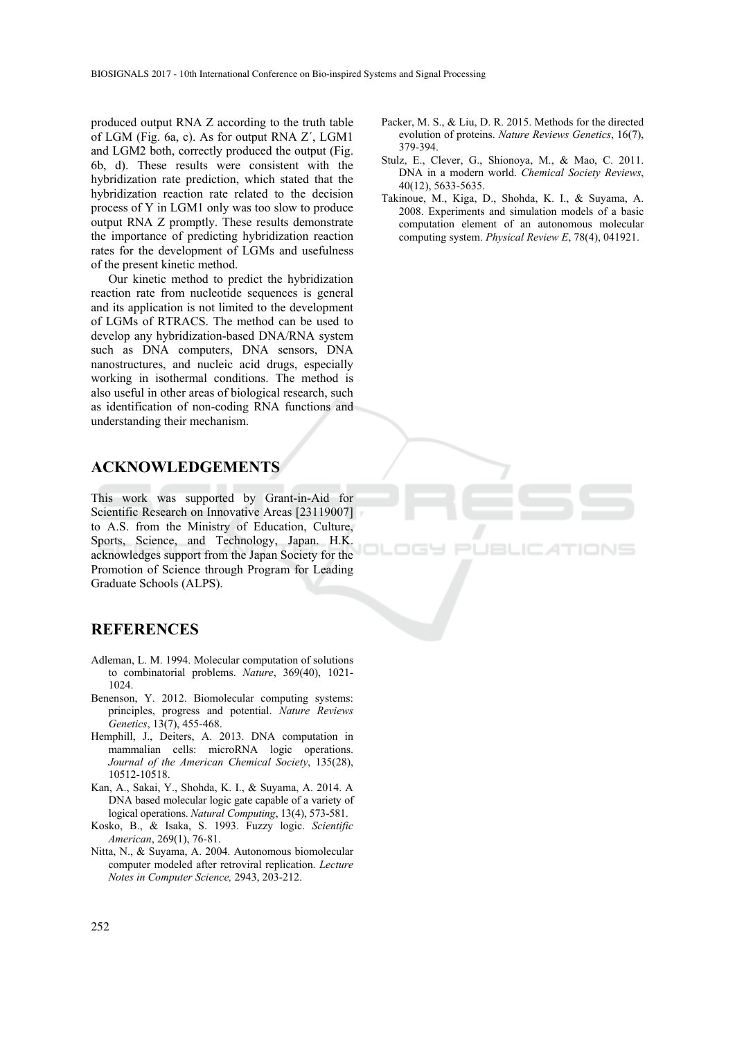produced output RNA Z according to the truth table of LGM (Fig. 6a, c). As for output RNA Z´, LGM1 and LGM2 both, correctly produced the output (Fig. 6b, d). These results were consistent with the hybridization rate prediction, which stated that the hybridization reaction rate related to the decision process of Y in LGM1 only was too slow to produce output RNA Z promptly. These results demonstrate the importance of predicting hybridization reaction rates for the development of LGMs and usefulness of the present kinetic method.

Our kinetic method to predict the hybridization reaction rate from nucleotide sequences is general and its application is not limited to the development of LGMs of RTRACS. The method can be used to develop any hybridization-based DNA/RNA system such as DNA computers, DNA sensors, DNA nanostructures, and nucleic acid drugs, especially working in isothermal conditions. The method is also useful in other areas of biological research, such as identification of non-coding RNA functions and understanding their mechanism.

## ACKNOWLEDGEMENTS

This work was supported by Grant-in-Aid for Scientific Research on Innovative Areas [23119007] to A.S. from the Ministry of Education, Culture, Sports, Science, and Technology, Japan. H.K. acknowledges support from the Japan Society for the Promotion of Science through Program for Leading Graduate Schools (ALPS).

## REFERENCES

Adleman, L. M. 1994. Molecular computation of solutions to combinatorial problems. *Nature*, 369(40), 1021-1024.

Benenson, Y. 2012. Biomolecular computing systems: principles, progress and potential. *Nature Reviews Genetics*, 13(7), 455-468.

Hemphill, J., Deiters, A. 2013. DNA computation in mammalian cells: microRNA logic operations. *Journal of the American Chemical Society*, 135(28), 10512-10518.

Kan, A., Sakai, Y., Shohda, K. I., & Suyama, A. 2014. A DNA based molecular logic gate capable of a variety of logical operations. *Natural Computing*, 13(4), 573-581.

Kosko, B., & Isaka, S. 1993. Fuzzy logic. *Scientific American*, 269(1), 76-81.

Nitta, N., & Suyama, A. 2004. Autonomous biomolecular computer modeled after retroviral replication. *Lecture Notes in Computer Science,* 2943, 203-212.

Packer, M. S., & Liu, D. R. 2015. Methods for the directed evolution of proteins. *Nature Reviews Genetics*, 16(7), 379-394.

Stulz, E., Clever, G., Shionoya, M., & Mao, C. 2011. DNA in a modern world. *Chemical Society Reviews*, 40(12), 5633-5635.

Takinoue, M., Kiga, D., Shohda, K. I., & Suyama, A. 2008. Experiments and simulation models of a basic computation element of an autonomous molecular computing system. *Physical Review E*, 78(4), 041921.